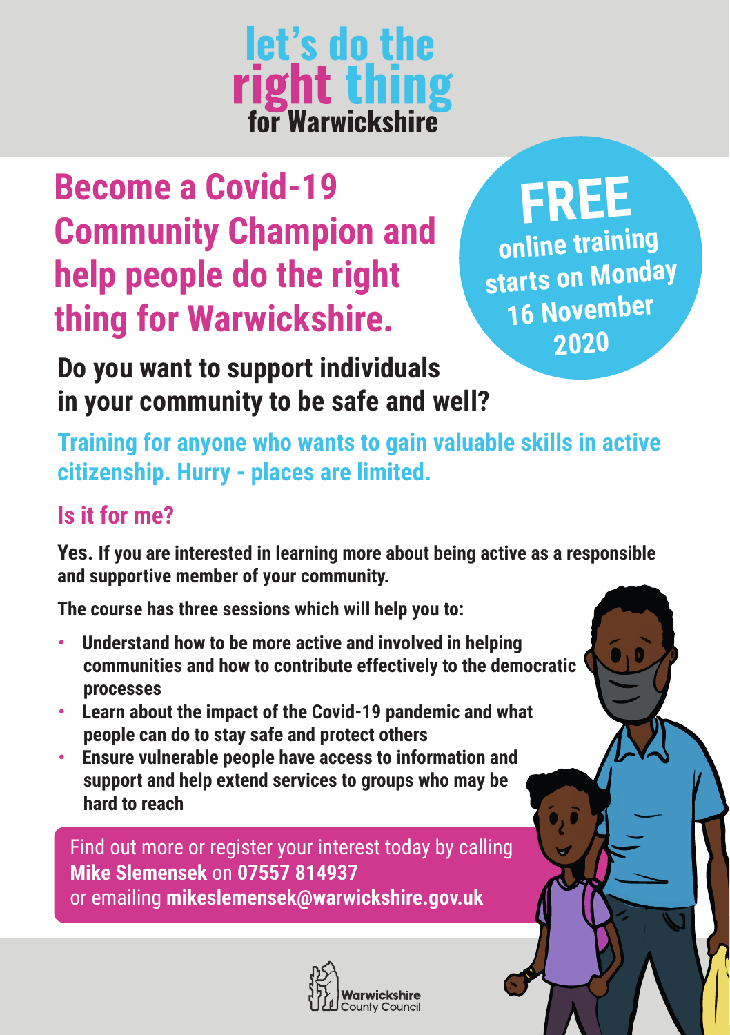# let's do the right thing for Warwickshire

## Become a Covid-19 Community Champion and help people do the right thing for Warwickshire.

**FREE online training starts on Monday 16 November 2020**

### Do you want to support individuals in your community to be safe and well?

**Training for anyone who wants to gain valuable skills in active citizenship. Hurry - places are limited.**

### Is it for me?

**Yes. If you are interested in learning more about being active as a responsible and supportive member of your community.**

**The course has three sessions which will help you to:**

- **Understand how to be more active and involved in helping communities and how to contribute effectively to the democratic processes**
- **Learn about the impact of the Covid-19 pandemic and what people can do to stay safe and protect others**
- **Ensure vulnerable people have access to information and support and help extend services to groups who may be hard to reach**

Find out more or register your interest today by calling **Mike Slemensek** on **07557 814937** or emailing **mikeslemensek@warwickshire.gov.uk**

Warwickshire County Council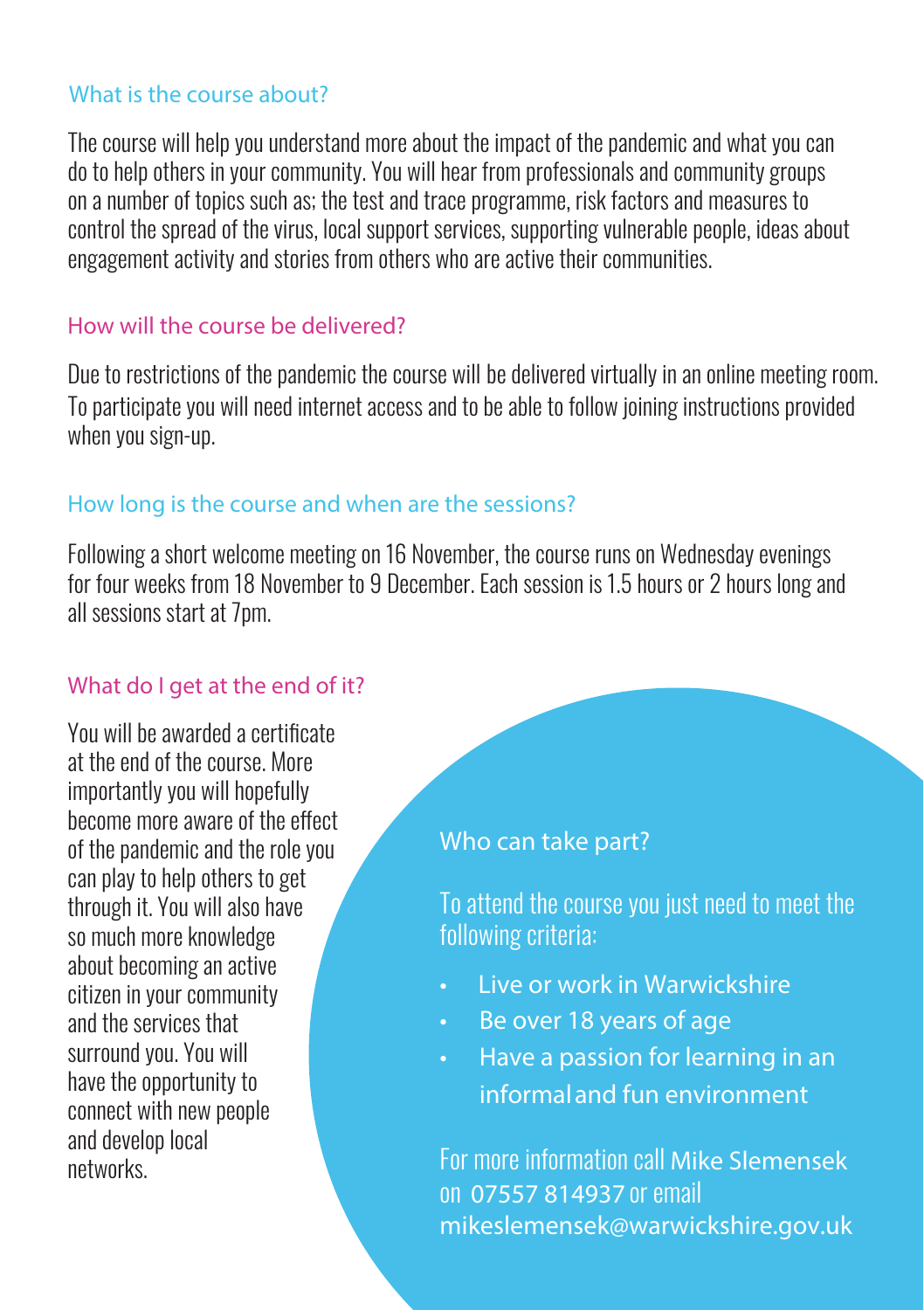## What is the course about?

The course will help you understand more about the impact of the pandemic and what you can do to help others in your community. You will hear from professionals and community groups on a number of topics such as; the test and trace programme, risk factors and measures to control the spread of the virus, local support services, supporting vulnerable people, ideas about engagement activity and stories from others who are active their communities.

## How will the course be delivered?

Due to restrictions of the pandemic the course will be delivered virtually in an online meeting room. To participate you will need internet access and to be able to follow joining instructions provided when you sign-up.

## How long is the course and when are the sessions?

Following a short welcome meeting on 16 November, the course runs on Wednesday evenings for four weeks from 18 November to 9 December. Each session is 1.5 hours or 2 hours long and all sessions start at 7pm.

## What do I get at the end of it?

You will be awarded a certificate at the end of the course. More importantly you will hopefully become more aware of the effect of the pandemic and the role you can play to help others to get through it. You will also have so much more knowledge about becoming an active citizen in your community and the services that surround you. You will have the opportunity to connect with new people and develop local networks.

## Who can take part?

To attend the course you just need to meet the following criteria:

- Live or work in Warwickshire
- Be over 18 years of age
- Have a passion for learning in an informal and fun environment

For more information call Mike Slemensek on 07557 814937 or email mikeslemensek@warwickshire.gov.uk